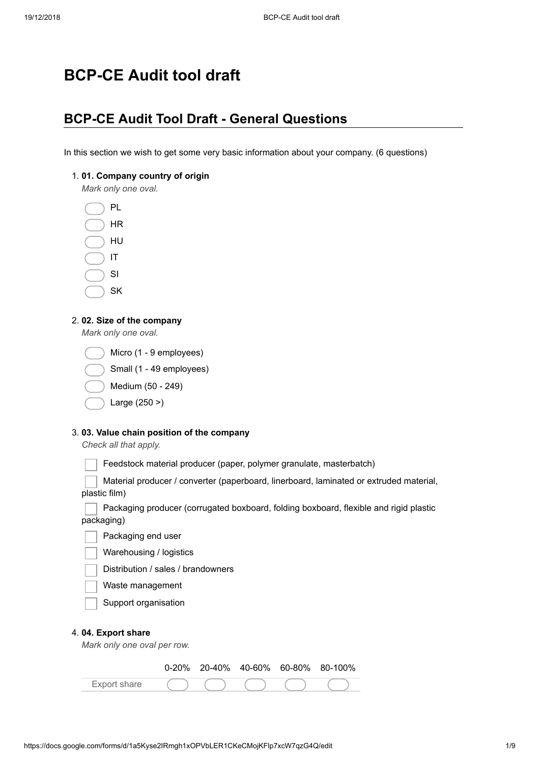# BCP-CE Audit tool draft

## BCP-CE Audit Tool Draft - General Questions

In this section we wish to get some very basic information about your company. (6 questions)

1. **01. Company country of origin**

   *Mark only one oval.*

   - ( ) PL
   - ( ) HR
   - ( ) HU
   - ( ) IT
   - ( ) SI
   - ( ) SK

2. **02. Size of the company**

   *Mark only one oval.*

   - ( ) Micro (1 - 9 employees)
   - ( ) Small (1 - 49 employees)
   - ( ) Medium (50 - 249)
   - ( ) Large (250 >)

3. **03. Value chain position of the company**

   *Check all that apply.*

   - [ ] Feedstock material producer (paper, polymer granulate, masterbatch)
   - [ ] Material producer / converter (paperboard, linerboard, laminated or extruded material, plastic film)
   - [ ] Packaging producer (corrugated boxboard, folding boxboard, flexible and rigid plastic packaging)
   - [ ] Packaging end user
   - [ ] Warehousing / logistics
   - [ ] Distribution / sales / brandowners
   - [ ] Waste management
   - [ ] Support organisation

4. **04. Export share**

   *Mark only one oval per row.*

| | 0-20% | 20-40% | 40-60% | 60-80% | 80-100% |
|---|---|---|---|---|---|
| Export share | ( ) | ( ) | ( ) | ( ) | ( ) |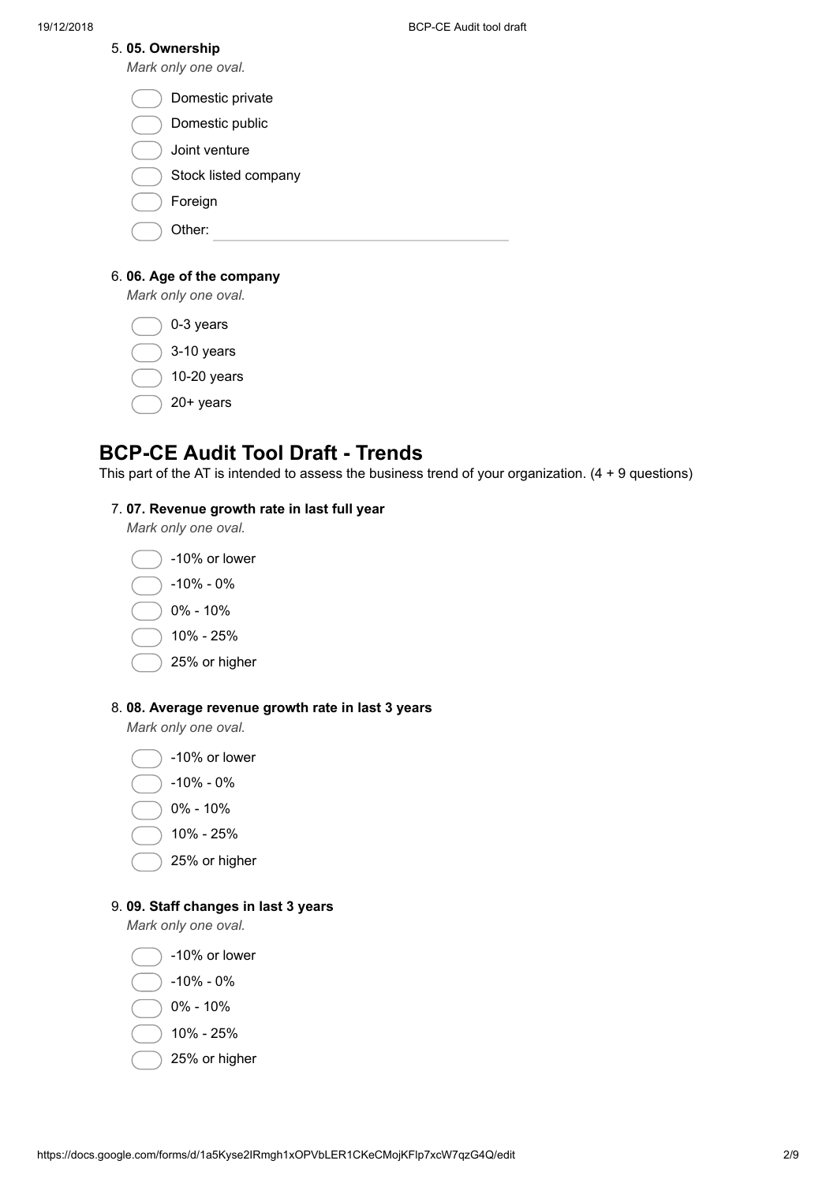5. **05. Ownership**

*Mark only one oval.*

- Domestic private
- Domestic public
- Joint venture
- Stock listed company
- Foreign
- Other: ____________________

6. **06. Age of the company**

*Mark only one oval.*

- 0-3 years
- 3-10 years
- 10-20 years
- 20+ years

## BCP-CE Audit Tool Draft - Trends

This part of the AT is intended to assess the business trend of your organization. (4 + 9 questions)

7. **07. Revenue growth rate in last full year**

*Mark only one oval.*

- -10% or lower
- -10% - 0%
- 0% - 10%
- 10% - 25%
- 25% or higher

8. **08. Average revenue growth rate in last 3 years**

*Mark only one oval.*

- -10% or lower
- -10% - 0%
- 0% - 10%
- 10% - 25%
- 25% or higher

9. **09. Staff changes in last 3 years**

*Mark only one oval.*

- -10% or lower
- -10% - 0%
- 0% - 10%
- 10% - 25%
- 25% or higher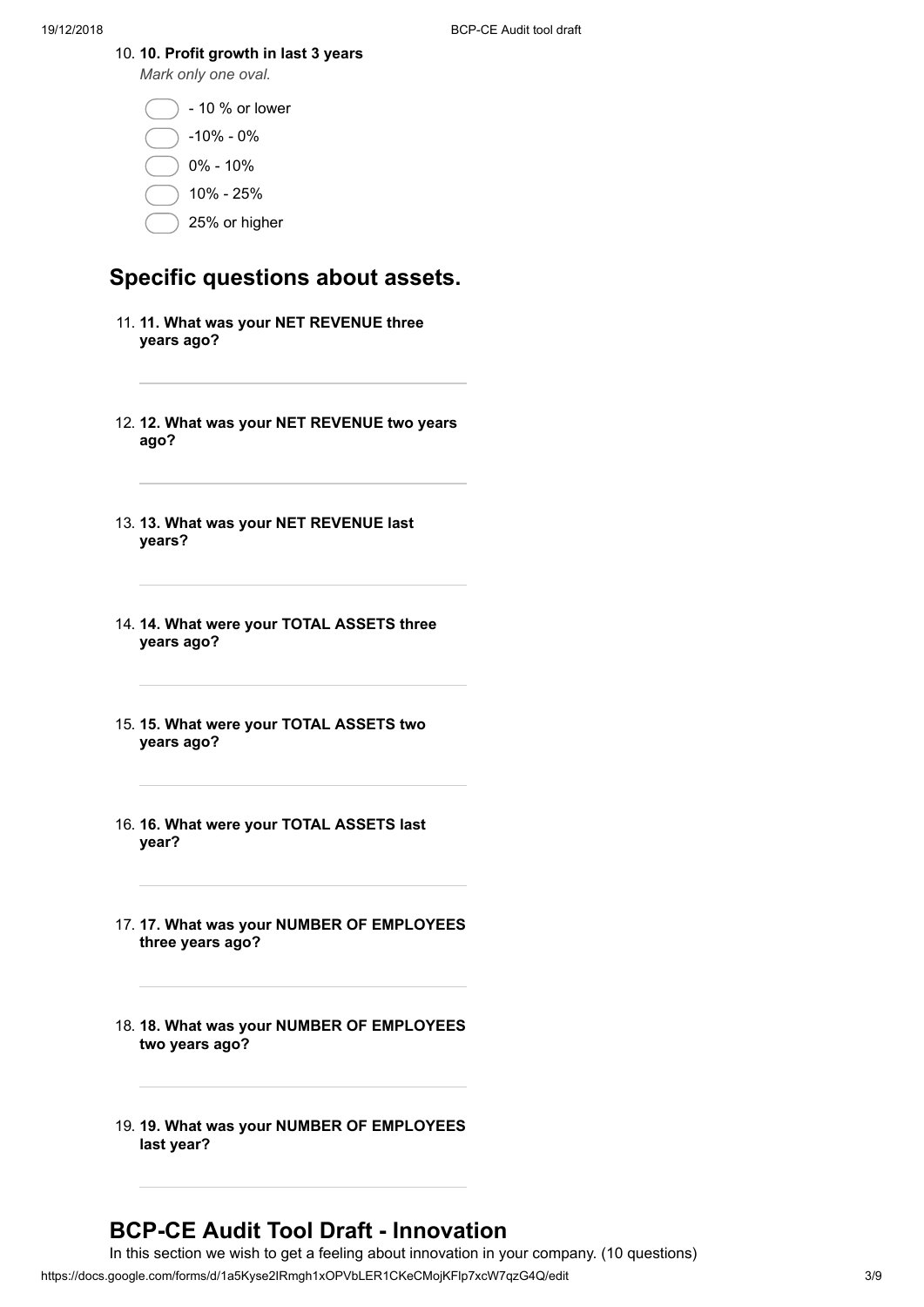10. **10. Profit growth in last 3 years**

*Mark only one oval.*

- - 10 % or lower
- -10% - 0%
- 0% - 10%
- 10% - 25%
- 25% or higher

## Specific questions about assets.

11. **11. What was your NET REVENUE three years ago?**

12. **12. What was your NET REVENUE two years ago?**

13. **13. What was your NET REVENUE last years?**

14. **14. What were your TOTAL ASSETS three years ago?**

15. **15. What were your TOTAL ASSETS two years ago?**

16. **16. What were your TOTAL ASSETS last year?**

17. **17. What was your NUMBER OF EMPLOYEES three years ago?**

18. **18. What was your NUMBER OF EMPLOYEES two years ago?**

19. **19. What was your NUMBER OF EMPLOYEES last year?**

## BCP-CE Audit Tool Draft - Innovation

In this section we wish to get a feeling about innovation in your company. (10 questions)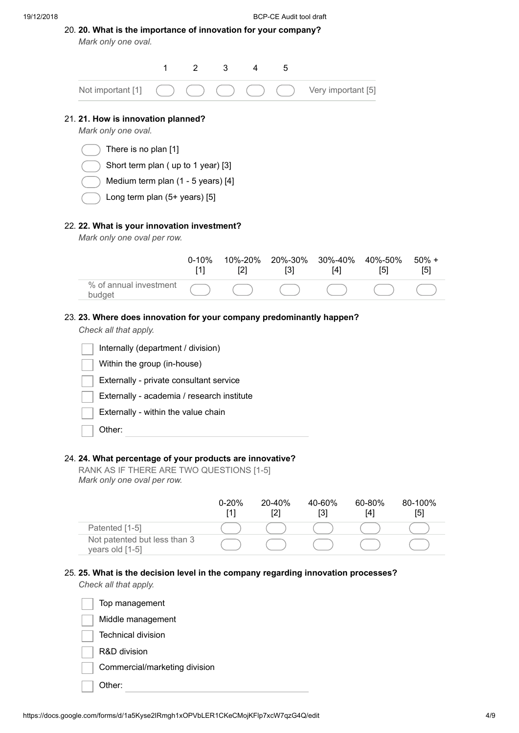20. **20. What is the importance of innovation for your company?**
*Mark only one oval.*

| | 1 | 2 | 3 | 4 | 5 | |
|---|---|---|---|---|---|---|
| Not important [1] | ◯ | ◯ | ◯ | ◯ | ◯ | Very important [5] |

21. **21. How is innovation planned?**
*Mark only one oval.*

- ◯ There is no plan [1]
- ◯ Short term plan ( up to 1 year) [3]
- ◯ Medium term plan (1 - 5 years) [4]
- ◯ Long term plan (5+ years) [5]

22. **22. What is your innovation investment?**
*Mark only one oval per row.*

| | 0-10% [1] | 10%-20% [2] | 20%-30% [3] | 30%-40% [4] | 40%-50% [5] | 50% + [5] |
|---|---|---|---|---|---|---|
| % of annual investment budget | ◯ | ◯ | ◯ | ◯ | ◯ | ◯ |

23. **23. Where does innovation for your company predominantly happen?**
*Check all that apply.*

- ☐ Internally (department / division)
- ☐ Within the group (in-house)
- ☐ Externally - private consultant service
- ☐ Externally - academia / research institute
- ☐ Externally - within the value chain
- ☐ Other: ____________________

24. **24. What percentage of your products are innovative?**
RANK AS IF THERE ARE TWO QUESTIONS [1-5]
*Mark only one oval per row.*

| | 0-20% [1] | 20-40% [2] | 40-60% [3] | 60-80% [4] | 80-100% [5] |
|---|---|---|---|---|---|
| Patented [1-5] | ◯ | ◯ | ◯ | ◯ | ◯ |
| Not patented but less than 3 years old [1-5] | ◯ | ◯ | ◯ | ◯ | ◯ |

25. **25. What is the decision level in the company regarding innovation processes?**
*Check all that apply.*

- ☐ Top management
- ☐ Middle management
- ☐ Technical division
- ☐ R&D division
- ☐ Commercial/marketing division
- ☐ Other: ____________________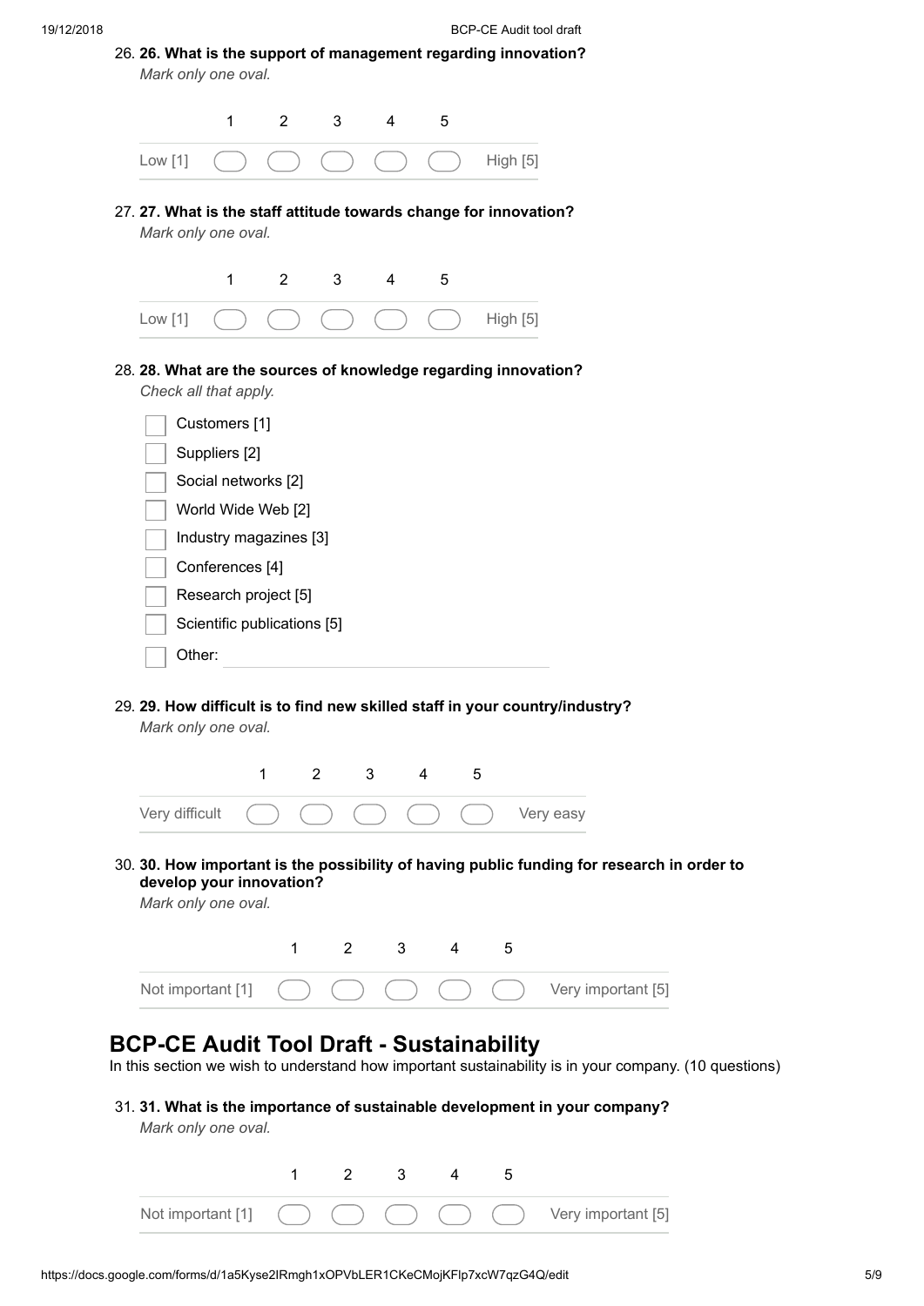26. **26. What is the support of management regarding innovation?**
*Mark only one oval.*

| | 1 | 2 | 3 | 4 | 5 | |
|---|---|---|---|---|---|---|
| Low [1] | ⬭ | ⬭ | ⬭ | ⬭ | ⬭ | High [5] |

27. **27. What is the staff attitude towards change for innovation?**
*Mark only one oval.*

| | 1 | 2 | 3 | 4 | 5 | |
|---|---|---|---|---|---|---|
| Low [1] | ⬭ | ⬭ | ⬭ | ⬭ | ⬭ | High [5] |

28. **28. What are the sources of knowledge regarding innovation?**
*Check all that apply.*

- [ ] Customers [1]
- [ ] Suppliers [2]
- [ ] Social networks [2]
- [ ] World Wide Web [2]
- [ ] Industry magazines [3]
- [ ] Conferences [4]
- [ ] Research project [5]
- [ ] Scientific publications [5]
- [ ] Other: \_\_\_\_\_\_\_\_\_\_

29. **29. How difficult is to find new skilled staff in your country/industry?**
*Mark only one oval.*

| | 1 | 2 | 3 | 4 | 5 | |
|---|---|---|---|---|---|---|
| Very difficult | ⬭ | ⬭ | ⬭ | ⬭ | ⬭ | Very easy |

30. **30. How important is the possibility of having public funding for research in order to develop your innovation?**
*Mark only one oval.*

| | 1 | 2 | 3 | 4 | 5 | |
|---|---|---|---|---|---|---|
| Not important [1] | ⬭ | ⬭ | ⬭ | ⬭ | ⬭ | Very important [5] |

## BCP-CE Audit Tool Draft - Sustainability

In this section we wish to understand how important sustainability is in your company. (10 questions)

31. **31. What is the importance of sustainable development in your company?**
*Mark only one oval.*

| | 1 | 2 | 3 | 4 | 5 | |
|---|---|---|---|---|---|---|
| Not important [1] | ⬭ | ⬭ | ⬭ | ⬭ | ⬭ | Very important [5] |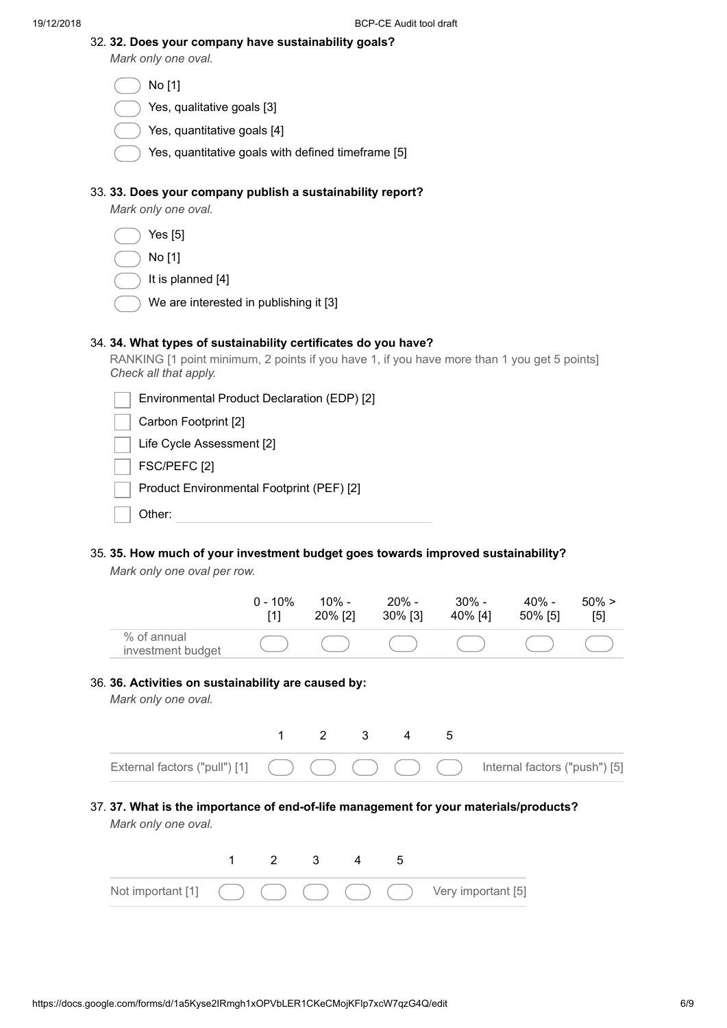32. **32. Does your company have sustainability goals?**

*Mark only one oval.*

- No [1]
- Yes, qualitative goals [3]
- Yes, quantitative goals [4]
- Yes, quantitative goals with defined timeframe [5]

33. **33. Does your company publish a sustainability report?**

*Mark only one oval.*

- Yes [5]
- No [1]
- It is planned [4]
- We are interested in publishing it [3]

34. **34. What types of sustainability certificates do you have?**

RANKING [1 point minimum, 2 points if you have 1, if you have more than 1 you get 5 points]

*Check all that apply.*

- [ ] Environmental Product Declaration (EDP) [2]
- [ ] Carbon Footprint [2]
- [ ] Life Cycle Assessment [2]
- [ ] FSC/PEFC [2]
- [ ] Product Environmental Footprint (PEF) [2]
- [ ] Other: 

35. **35. How much of your investment budget goes towards improved sustainability?**

*Mark only one oval per row.*

| | 0 - 10% [1] | 10% - 20% [2] | 20% - 30% [3] | 30% - 40% [4] | 40% - 50% [5] | 50% > [5] |
|---|---|---|---|---|---|---|
| % of annual investment budget | ◯ | ◯ | ◯ | ◯ | ◯ | ◯ |

36. **36. Activities on sustainability are caused by:**

*Mark only one oval.*

| | 1 | 2 | 3 | 4 | 5 | |
|---|---|---|---|---|---|---|
| External factors ("pull") [1] | ◯ | ◯ | ◯ | ◯ | ◯ | Internal factors ("push") [5] |

37. **37. What is the importance of end-of-life management for your materials/products?**

*Mark only one oval.*

| | 1 | 2 | 3 | 4 | 5 | |
|---|---|---|---|---|---|---|
| Not important [1] | ◯ | ◯ | ◯ | ◯ | ◯ | Very important [5] |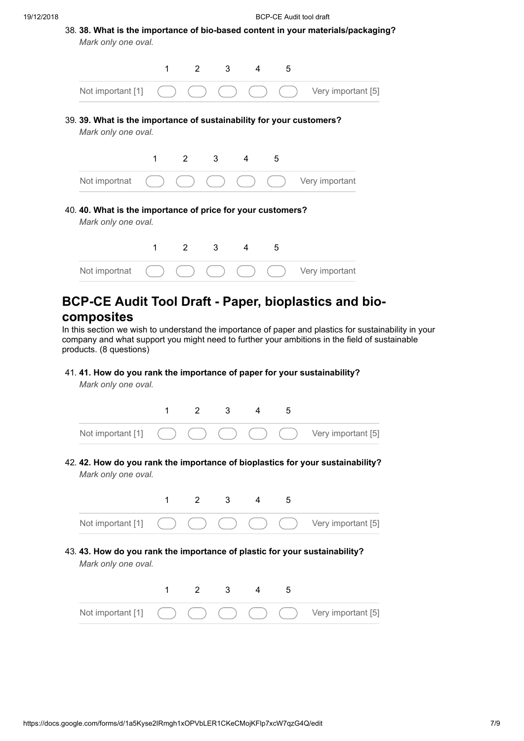38. **38. What is the importance of bio-based content in your materials/packaging?**
*Mark only one oval.*

| | 1 | 2 | 3 | 4 | 5 | |
|---|---|---|---|---|---|---|
| Not important [1] | ◯ | ◯ | ◯ | ◯ | ◯ | Very important [5] |

39. **39. What is the importance of sustainability for your customers?**
*Mark only one oval.*

| | 1 | 2 | 3 | 4 | 5 | |
|---|---|---|---|---|---|---|
| Not importnat | ◯ | ◯ | ◯ | ◯ | ◯ | Very important |

40. **40. What is the importance of price for your customers?**
*Mark only one oval.*

| | 1 | 2 | 3 | 4 | 5 | |
|---|---|---|---|---|---|---|
| Not importnat | ◯ | ◯ | ◯ | ◯ | ◯ | Very important |

## BCP-CE Audit Tool Draft - Paper, bioplastics and bio-composites

In this section we wish to understand the importance of paper and plastics for sustainability in your company and what support you might need to further your ambitions in the field of sustainable products. (8 questions)

41. **41. How do you rank the importance of paper for your sustainability?**
*Mark only one oval.*

| | 1 | 2 | 3 | 4 | 5 | |
|---|---|---|---|---|---|---|
| Not important [1] | ◯ | ◯ | ◯ | ◯ | ◯ | Very important [5] |

42. **42. How do you rank the importance of bioplastics for your sustainability?**
*Mark only one oval.*

| | 1 | 2 | 3 | 4 | 5 | |
|---|---|---|---|---|---|---|
| Not important [1] | ◯ | ◯ | ◯ | ◯ | ◯ | Very important [5] |

43. **43. How do you rank the importance of plastic for your sustainability?**
*Mark only one oval.*

| | 1 | 2 | 3 | 4 | 5 | |
|---|---|---|---|---|---|---|
| Not important [1] | ◯ | ◯ | ◯ | ◯ | ◯ | Very important [5] |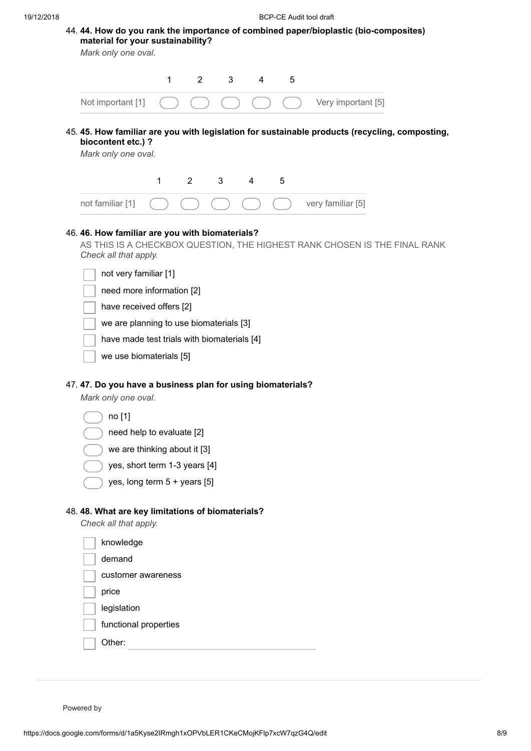44. **44. How do you rank the importance of combined paper/bioplastic (bio-composites) material for your sustainability?**

*Mark only one oval.*

| | 1 | 2 | 3 | 4 | 5 | |
|---|---|---|---|---|---|---|
| Not important [1] | ◯ | ◯ | ◯ | ◯ | ◯ | Very important [5] |

45. **45. How familiar are you with legislation for sustainable products (recycling, composting, biocontent etc.) ?**

*Mark only one oval.*

| | 1 | 2 | 3 | 4 | 5 | |
|---|---|---|---|---|---|---|
| not familiar [1] | ◯ | ◯ | ◯ | ◯ | ◯ | very familiar [5] |

46. **46. How familiar are you with biomaterials?**

AS THIS IS A CHECKBOX QUESTION, THE HIGHEST RANK CHOSEN IS THE FINAL RANK

*Check all that apply.*

- [ ] not very familiar [1]
- [ ] need more information [2]
- [ ] have received offers [2]
- [ ] we are planning to use biomaterials [3]
- [ ] have made test trials with biomaterials [4]
- [ ] we use biomaterials [5]

47. **47. Do you have a business plan for using biomaterials?**

*Mark only one oval.*

- ◯ no [1]
- ◯ need help to evaluate [2]
- ◯ we are thinking about it [3]
- ◯ yes, short term 1-3 years [4]
- ◯ yes, long term 5 + years [5]

48. **48. What are key limitations of biomaterials?**

*Check all that apply.*

- [ ] knowledge
- [ ] demand
- [ ] customer awareness
- [ ] price
- [ ] legislation
- [ ] functional properties
- [ ] Other: ____________________

Powered by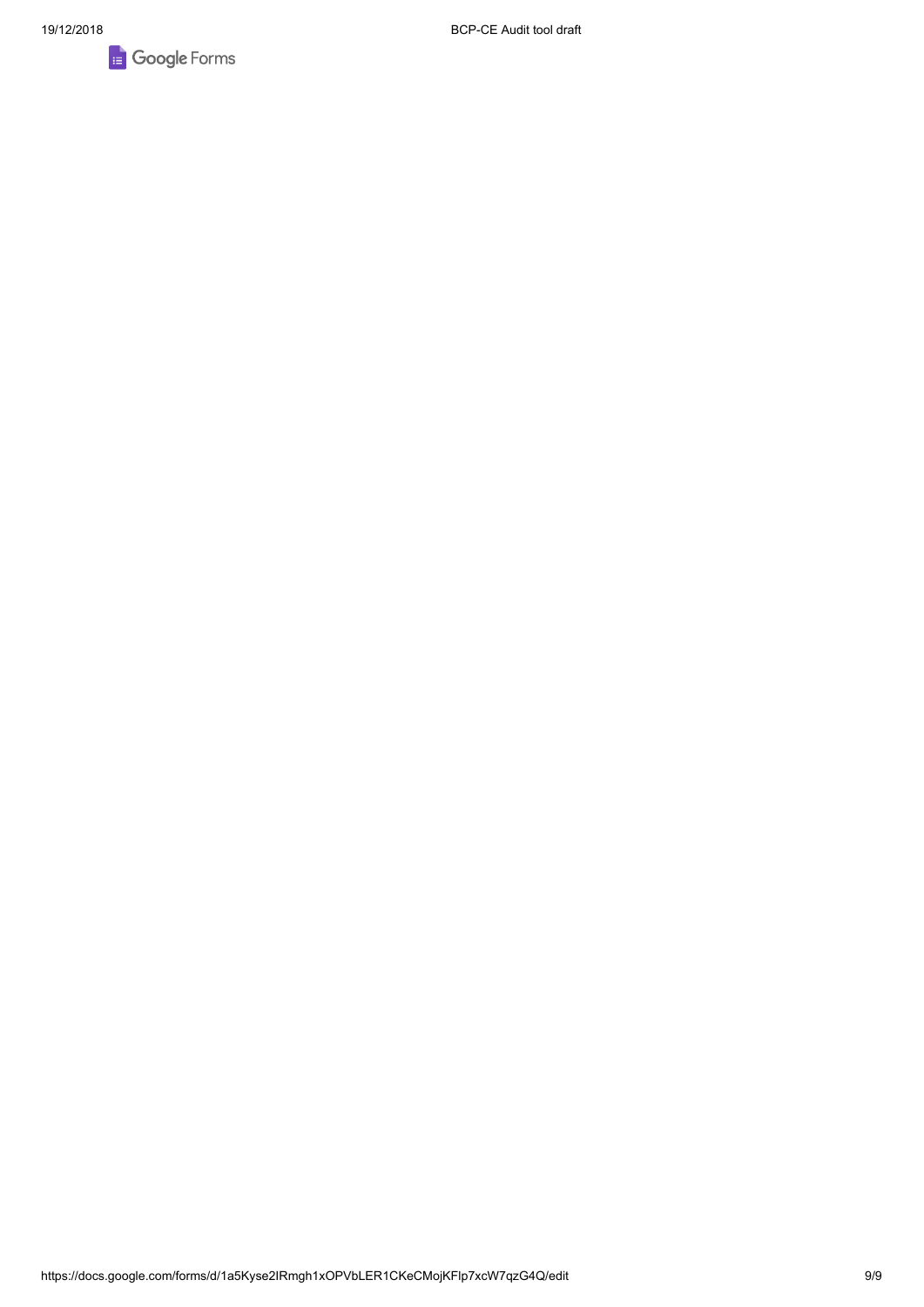Google Forms